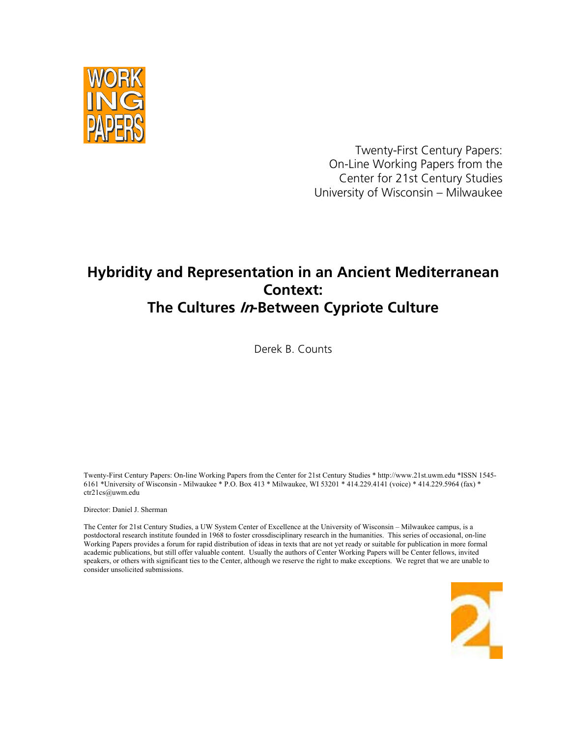Twenty-First Century Papers:
On-Line Working Papers from the
Center for 21st Century Studies
University of Wisconsin – Milwaukee

# Hybridity and Representation in an Ancient Mediterranean Context: The Cultures *In*-Between Cypriote Culture

Derek B. Counts

Twenty-First Century Papers: On-line Working Papers from the Center for 21st Century Studies * http://www.21st.uwm.edu *ISSN 1545-6161 *University of Wisconsin - Milwaukee * P.O. Box 413 * Milwaukee, WI 53201 * 414.229.4141 (voice) * 414.229.5964 (fax) * ctr21cs@uwm.edu

Director: Daniel J. Sherman

The Center for 21st Century Studies, a UW System Center of Excellence at the University of Wisconsin – Milwaukee campus, is a postdoctoral research institute founded in 1968 to foster crossdisciplinary research in the humanities. This series of occasional, on-line Working Papers provides a forum for rapid distribution of ideas in texts that are not yet ready or suitable for publication in more formal academic publications, but still offer valuable content. Usually the authors of Center Working Papers will be Center fellows, invited speakers, or others with significant ties to the Center, although we reserve the right to make exceptions. We regret that we are unable to consider unsolicited submissions.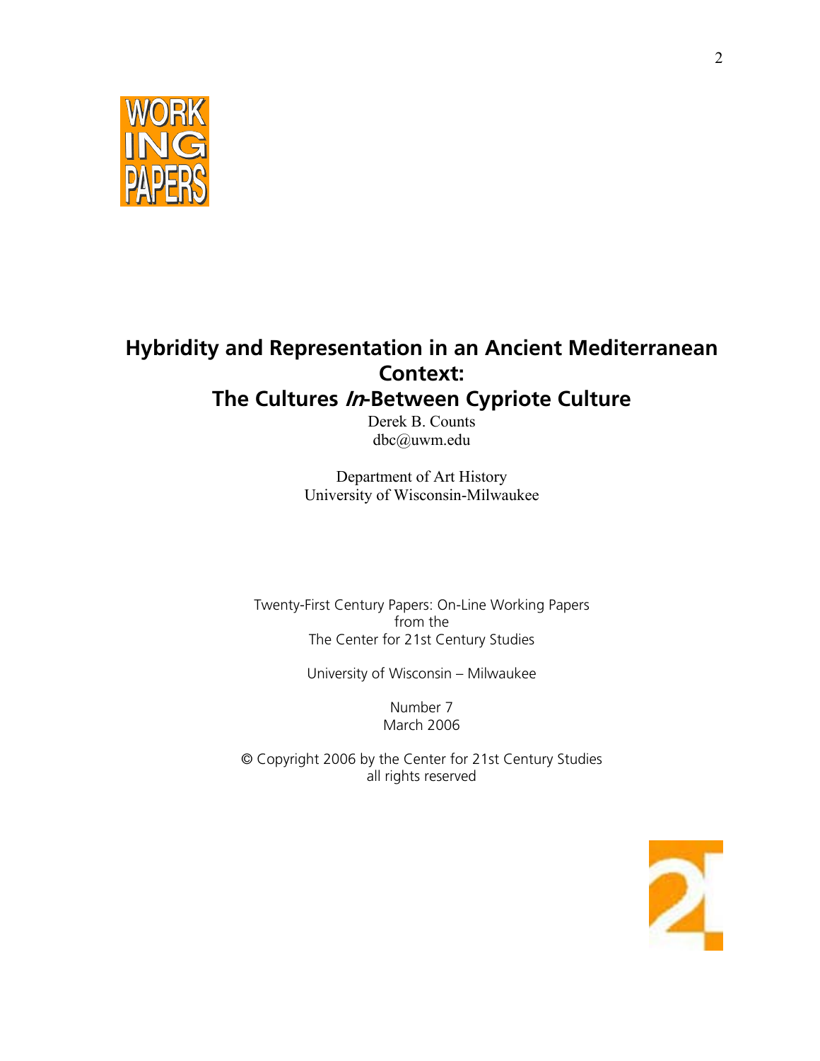WORK ING PAPERS

# Hybridity and Representation in an Ancient Mediterranean Context: The Cultures *In*-Between Cypriote Culture

Derek B. Counts
dbc@uwm.edu

Department of Art History
University of Wisconsin-Milwaukee

Twenty-First Century Papers: On-Line Working Papers
from the
The Center for 21st Century Studies

University of Wisconsin – Milwaukee

Number 7
March 2006

© Copyright 2006 by the Center for 21st Century Studies
all rights reserved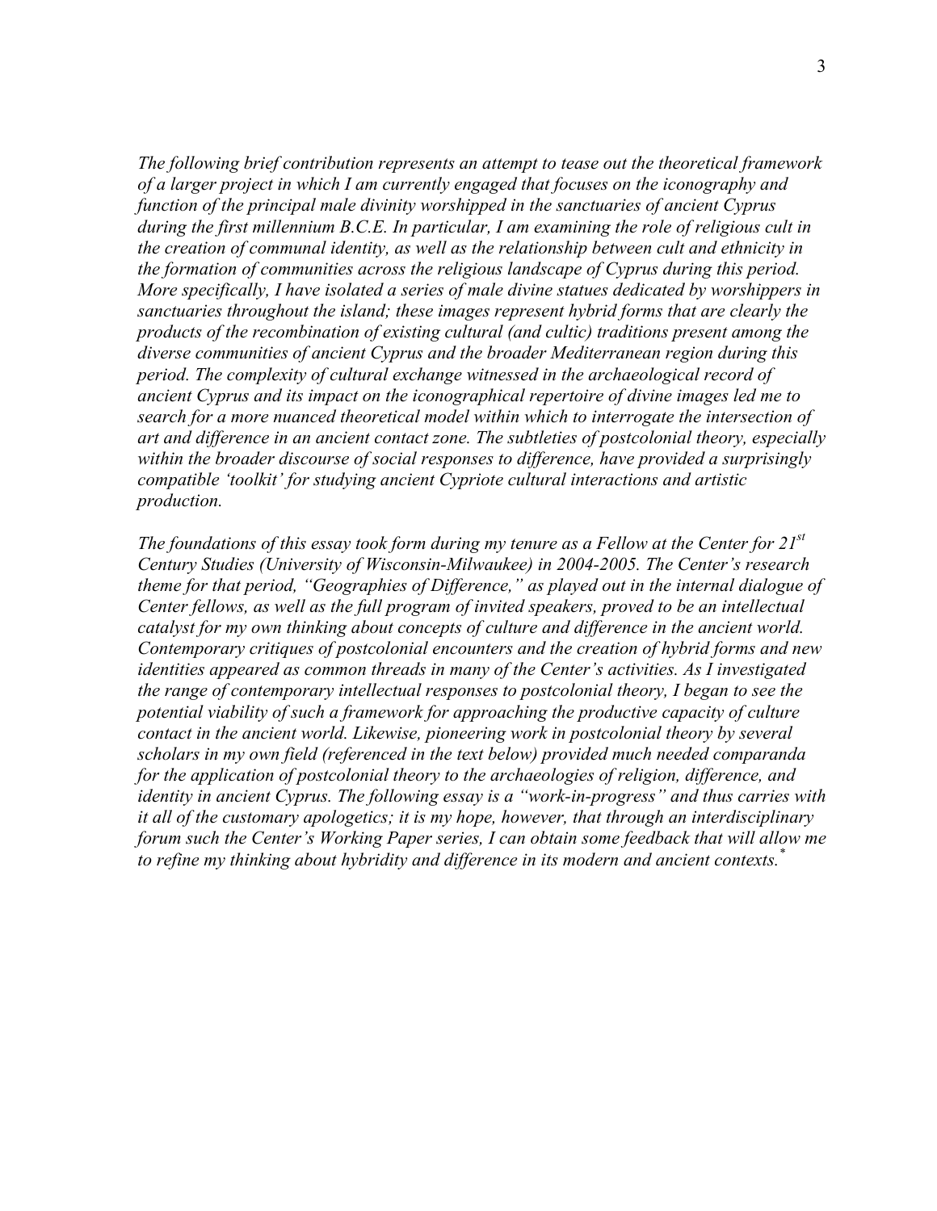*The following brief contribution represents an attempt to tease out the theoretical framework of a larger project in which I am currently engaged that focuses on the iconography and function of the principal male divinity worshipped in the sanctuaries of ancient Cyprus during the first millennium B.C.E. In particular, I am examining the role of religious cult in the creation of communal identity, as well as the relationship between cult and ethnicity in the formation of communities across the religious landscape of Cyprus during this period. More specifically, I have isolated a series of male divine statues dedicated by worshippers in sanctuaries throughout the island; these images represent hybrid forms that are clearly the products of the recombination of existing cultural (and cultic) traditions present among the diverse communities of ancient Cyprus and the broader Mediterranean region during this period. The complexity of cultural exchange witnessed in the archaeological record of ancient Cyprus and its impact on the iconographical repertoire of divine images led me to search for a more nuanced theoretical model within which to interrogate the intersection of art and difference in an ancient contact zone. The subtleties of postcolonial theory, especially within the broader discourse of social responses to difference, have provided a surprisingly compatible 'toolkit' for studying ancient Cypriote cultural interactions and artistic production.*

*The foundations of this essay took form during my tenure as a Fellow at the Center for 21st Century Studies (University of Wisconsin-Milwaukee) in 2004-2005. The Center's research theme for that period, "Geographies of Difference," as played out in the internal dialogue of Center fellows, as well as the full program of invited speakers, proved to be an intellectual catalyst for my own thinking about concepts of culture and difference in the ancient world. Contemporary critiques of postcolonial encounters and the creation of hybrid forms and new identities appeared as common threads in many of the Center's activities. As I investigated the range of contemporary intellectual responses to postcolonial theory, I began to see the potential viability of such a framework for approaching the productive capacity of culture contact in the ancient world. Likewise, pioneering work in postcolonial theory by several scholars in my own field (referenced in the text below) provided much needed comparanda for the application of postcolonial theory to the archaeologies of religion, difference, and identity in ancient Cyprus. The following essay is a "work-in-progress" and thus carries with it all of the customary apologetics; it is my hope, however, that through an interdisciplinary forum such the Center's Working Paper series, I can obtain some feedback that will allow me to refine my thinking about hybridity and difference in its modern and ancient contexts.*[*]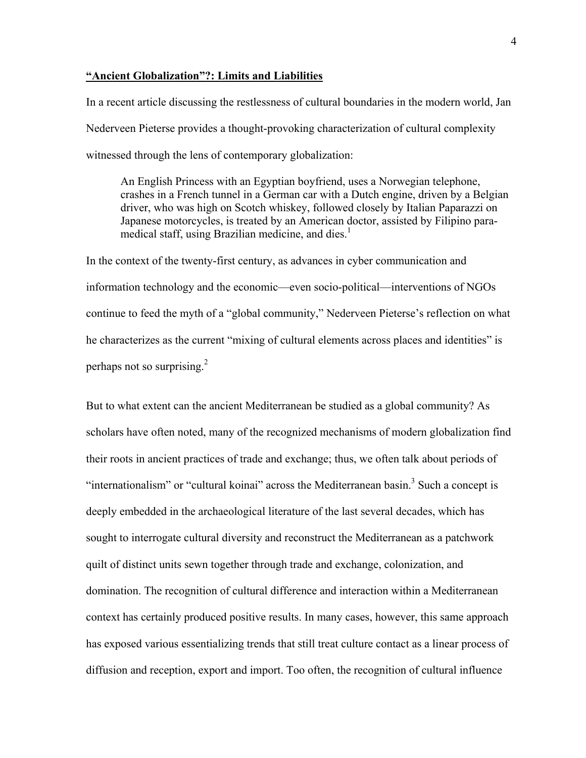**<u>"Ancient Globalization"?: Limits and Liabilities</u>**

In a recent article discussing the restlessness of cultural boundaries in the modern world, Jan Nederveen Pieterse provides a thought-provoking characterization of cultural complexity witnessed through the lens of contemporary globalization:

> An English Princess with an Egyptian boyfriend, uses a Norwegian telephone, crashes in a French tunnel in a German car with a Dutch engine, driven by a Belgian driver, who was high on Scotch whiskey, followed closely by Italian Paparazzi on Japanese motorcycles, is treated by an American doctor, assisted by Filipino para-medical staff, using Brazilian medicine, and dies.[1]

In the context of the twenty-first century, as advances in cyber communication and information technology and the economic—even socio-political—interventions of NGOs continue to feed the myth of a "global community," Nederveen Pieterse's reflection on what he characterizes as the current "mixing of cultural elements across places and identities" is perhaps not so surprising.[2]

But to what extent can the ancient Mediterranean be studied as a global community? As scholars have often noted, many of the recognized mechanisms of modern globalization find their roots in ancient practices of trade and exchange; thus, we often talk about periods of "internationalism" or "cultural koinai" across the Mediterranean basin.[3] Such a concept is deeply embedded in the archaeological literature of the last several decades, which has sought to interrogate cultural diversity and reconstruct the Mediterranean as a patchwork quilt of distinct units sewn together through trade and exchange, colonization, and domination. The recognition of cultural difference and interaction within a Mediterranean context has certainly produced positive results. In many cases, however, this same approach has exposed various essentializing trends that still treat culture contact as a linear process of diffusion and reception, export and import. Too often, the recognition of cultural influence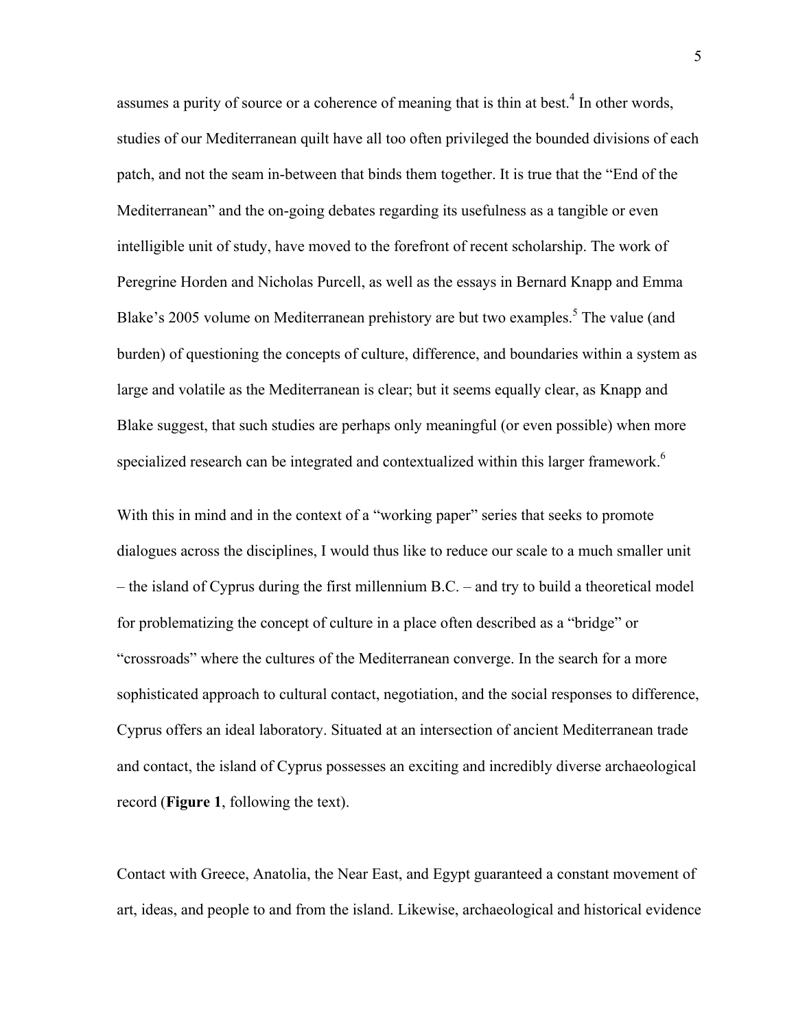assumes a purity of source or a coherence of meaning that is thin at best.[4] In other words, studies of our Mediterranean quilt have all too often privileged the bounded divisions of each patch, and not the seam in-between that binds them together. It is true that the "End of the Mediterranean" and the on-going debates regarding its usefulness as a tangible or even intelligible unit of study, have moved to the forefront of recent scholarship. The work of Peregrine Horden and Nicholas Purcell, as well as the essays in Bernard Knapp and Emma Blake's 2005 volume on Mediterranean prehistory are but two examples.[5] The value (and burden) of questioning the concepts of culture, difference, and boundaries within a system as large and volatile as the Mediterranean is clear; but it seems equally clear, as Knapp and Blake suggest, that such studies are perhaps only meaningful (or even possible) when more specialized research can be integrated and contextualized within this larger framework.[6]

With this in mind and in the context of a "working paper" series that seeks to promote dialogues across the disciplines, I would thus like to reduce our scale to a much smaller unit – the island of Cyprus during the first millennium B.C. – and try to build a theoretical model for problematizing the concept of culture in a place often described as a "bridge" or "crossroads" where the cultures of the Mediterranean converge. In the search for a more sophisticated approach to cultural contact, negotiation, and the social responses to difference, Cyprus offers an ideal laboratory. Situated at an intersection of ancient Mediterranean trade and contact, the island of Cyprus possesses an exciting and incredibly diverse archaeological record (**Figure 1**, following the text).

Contact with Greece, Anatolia, the Near East, and Egypt guaranteed a constant movement of art, ideas, and people to and from the island. Likewise, archaeological and historical evidence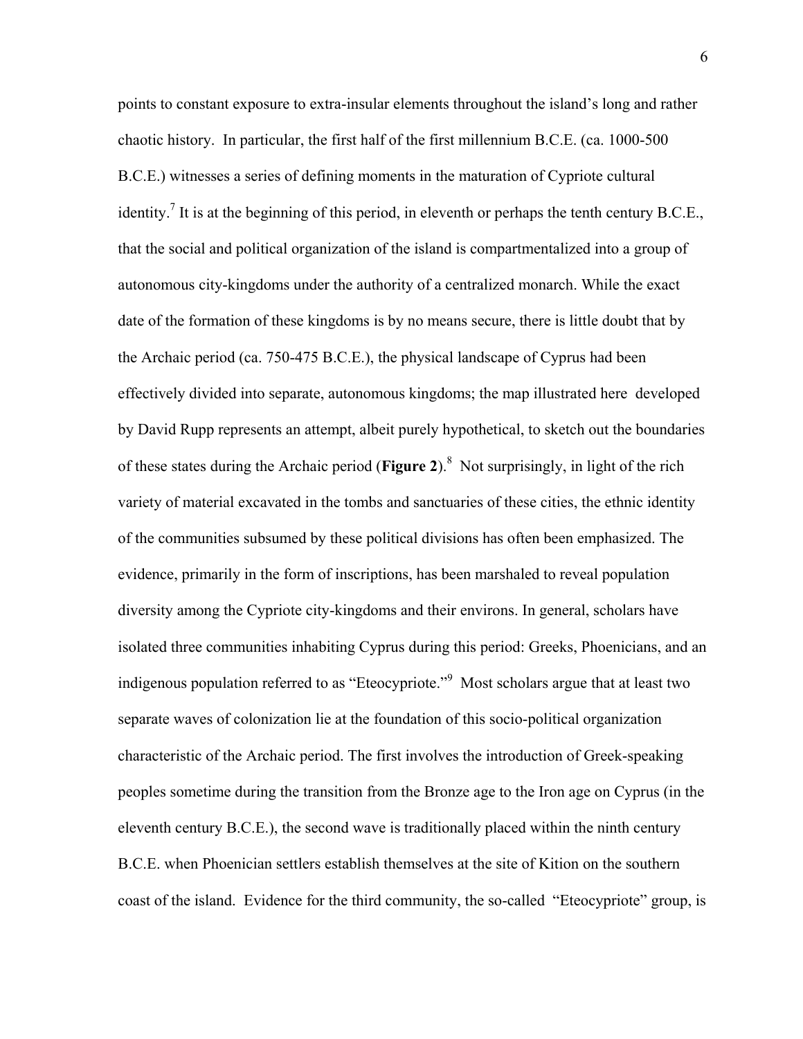points to constant exposure to extra-insular elements throughout the island's long and rather chaotic history. In particular, the first half of the first millennium B.C.E. (ca. 1000-500 B.C.E.) witnesses a series of defining moments in the maturation of Cypriote cultural identity.[7] It is at the beginning of this period, in eleventh or perhaps the tenth century B.C.E., that the social and political organization of the island is compartmentalized into a group of autonomous city-kingdoms under the authority of a centralized monarch. While the exact date of the formation of these kingdoms is by no means secure, there is little doubt that by the Archaic period (ca. 750-475 B.C.E.), the physical landscape of Cyprus had been effectively divided into separate, autonomous kingdoms; the map illustrated here developed by David Rupp represents an attempt, albeit purely hypothetical, to sketch out the boundaries of these states during the Archaic period (**Figure 2**).[8] Not surprisingly, in light of the rich variety of material excavated in the tombs and sanctuaries of these cities, the ethnic identity of the communities subsumed by these political divisions has often been emphasized. The evidence, primarily in the form of inscriptions, has been marshaled to reveal population diversity among the Cypriote city-kingdoms and their environs. In general, scholars have isolated three communities inhabiting Cyprus during this period: Greeks, Phoenicians, and an indigenous population referred to as "Eteocypriote."[9] Most scholars argue that at least two separate waves of colonization lie at the foundation of this socio-political organization characteristic of the Archaic period. The first involves the introduction of Greek-speaking peoples sometime during the transition from the Bronze age to the Iron age on Cyprus (in the eleventh century B.C.E.), the second wave is traditionally placed within the ninth century B.C.E. when Phoenician settlers establish themselves at the site of Kition on the southern coast of the island. Evidence for the third community, the so-called "Eteocypriote" group, is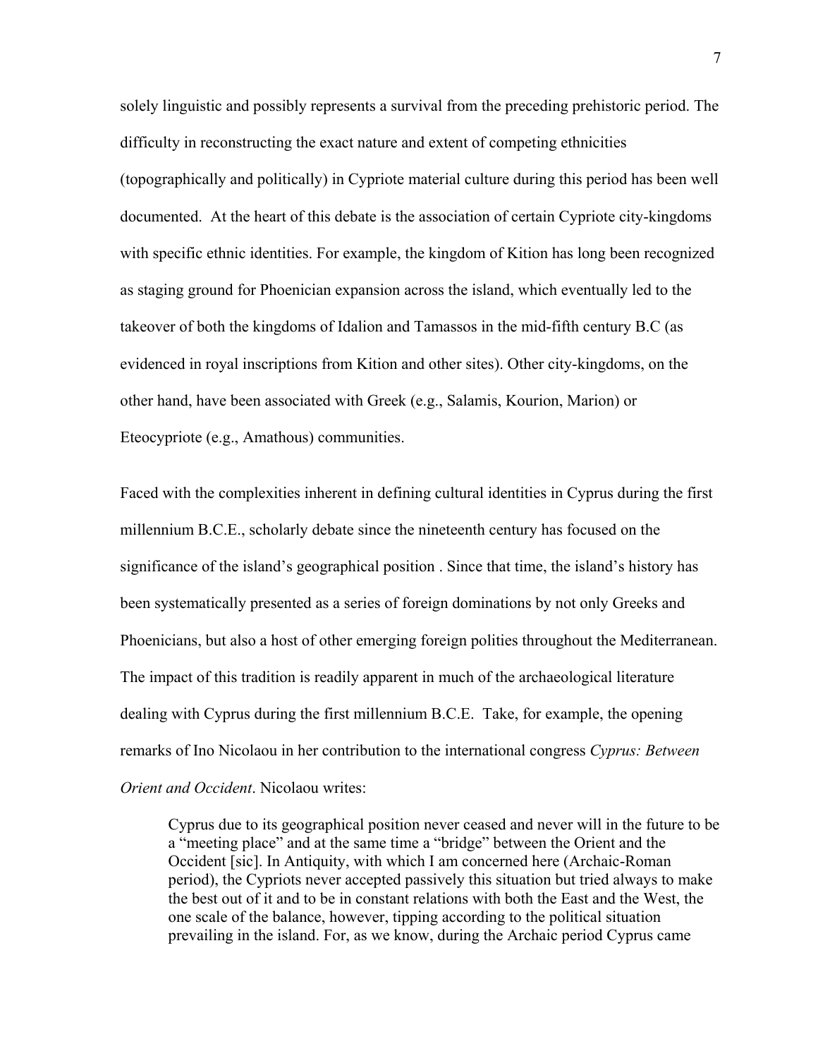solely linguistic and possibly represents a survival from the preceding prehistoric period. The difficulty in reconstructing the exact nature and extent of competing ethnicities (topographically and politically) in Cypriote material culture during this period has been well documented. At the heart of this debate is the association of certain Cypriote city-kingdoms with specific ethnic identities. For example, the kingdom of Kition has long been recognized as staging ground for Phoenician expansion across the island, which eventually led to the takeover of both the kingdoms of Idalion and Tamassos in the mid-fifth century B.C (as evidenced in royal inscriptions from Kition and other sites). Other city-kingdoms, on the other hand, have been associated with Greek (e.g., Salamis, Kourion, Marion) or Eteocypriote (e.g., Amathous) communities.

Faced with the complexities inherent in defining cultural identities in Cyprus during the first millennium B.C.E., scholarly debate since the nineteenth century has focused on the significance of the island's geographical position . Since that time, the island's history has been systematically presented as a series of foreign dominations by not only Greeks and Phoenicians, but also a host of other emerging foreign polities throughout the Mediterranean. The impact of this tradition is readily apparent in much of the archaeological literature dealing with Cyprus during the first millennium B.C.E. Take, for example, the opening remarks of Ino Nicolaou in her contribution to the international congress *Cyprus: Between Orient and Occident*. Nicolaou writes:

> Cyprus due to its geographical position never ceased and never will in the future to be a "meeting place" and at the same time a "bridge" between the Orient and the Occident [sic]. In Antiquity, with which I am concerned here (Archaic-Roman period), the Cypriots never accepted passively this situation but tried always to make the best out of it and to be in constant relations with both the East and the West, the one scale of the balance, however, tipping according to the political situation prevailing in the island. For, as we know, during the Archaic period Cyprus came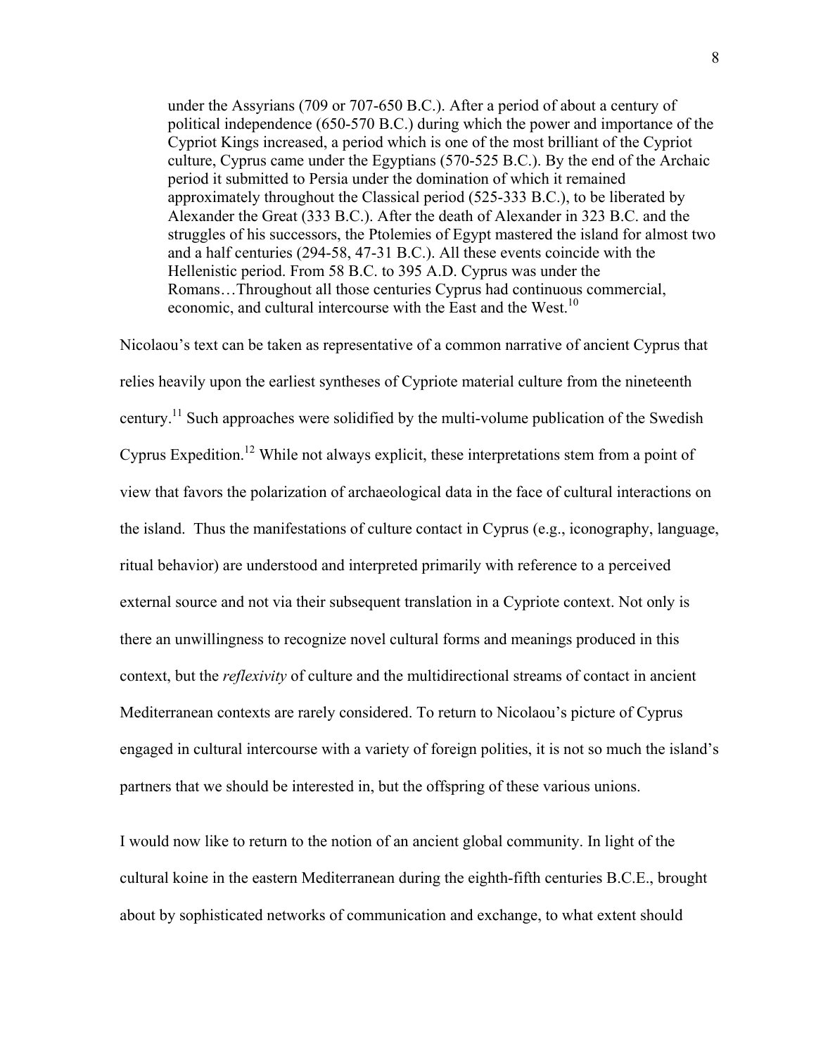> under the Assyrians (709 or 707-650 B.C.). After a period of about a century of political independence (650-570 B.C.) during which the power and importance of the Cypriot Kings increased, a period which is one of the most brilliant of the Cypriot culture, Cyprus came under the Egyptians (570-525 B.C.). By the end of the Archaic period it submitted to Persia under the domination of which it remained approximately throughout the Classical period (525-333 B.C.), to be liberated by Alexander the Great (333 B.C.). After the death of Alexander in 323 B.C. and the struggles of his successors, the Ptolemies of Egypt mastered the island for almost two and a half centuries (294-58, 47-31 B.C.). All these events coincide with the Hellenistic period. From 58 B.C. to 395 A.D. Cyprus was under the Romans…Throughout all those centuries Cyprus had continuous commercial, economic, and cultural intercourse with the East and the West.[10]

Nicolaou's text can be taken as representative of a common narrative of ancient Cyprus that relies heavily upon the earliest syntheses of Cypriote material culture from the nineteenth century.[11] Such approaches were solidified by the multi-volume publication of the Swedish Cyprus Expedition.[12] While not always explicit, these interpretations stem from a point of view that favors the polarization of archaeological data in the face of cultural interactions on the island. Thus the manifestations of culture contact in Cyprus (e.g., iconography, language, ritual behavior) are understood and interpreted primarily with reference to a perceived external source and not via their subsequent translation in a Cypriote context. Not only is there an unwillingness to recognize novel cultural forms and meanings produced in this context, but the *reflexivity* of culture and the multidirectional streams of contact in ancient Mediterranean contexts are rarely considered. To return to Nicolaou's picture of Cyprus engaged in cultural intercourse with a variety of foreign polities, it is not so much the island's partners that we should be interested in, but the offspring of these various unions.

I would now like to return to the notion of an ancient global community. In light of the cultural koine in the eastern Mediterranean during the eighth-fifth centuries B.C.E., brought about by sophisticated networks of communication and exchange, to what extent should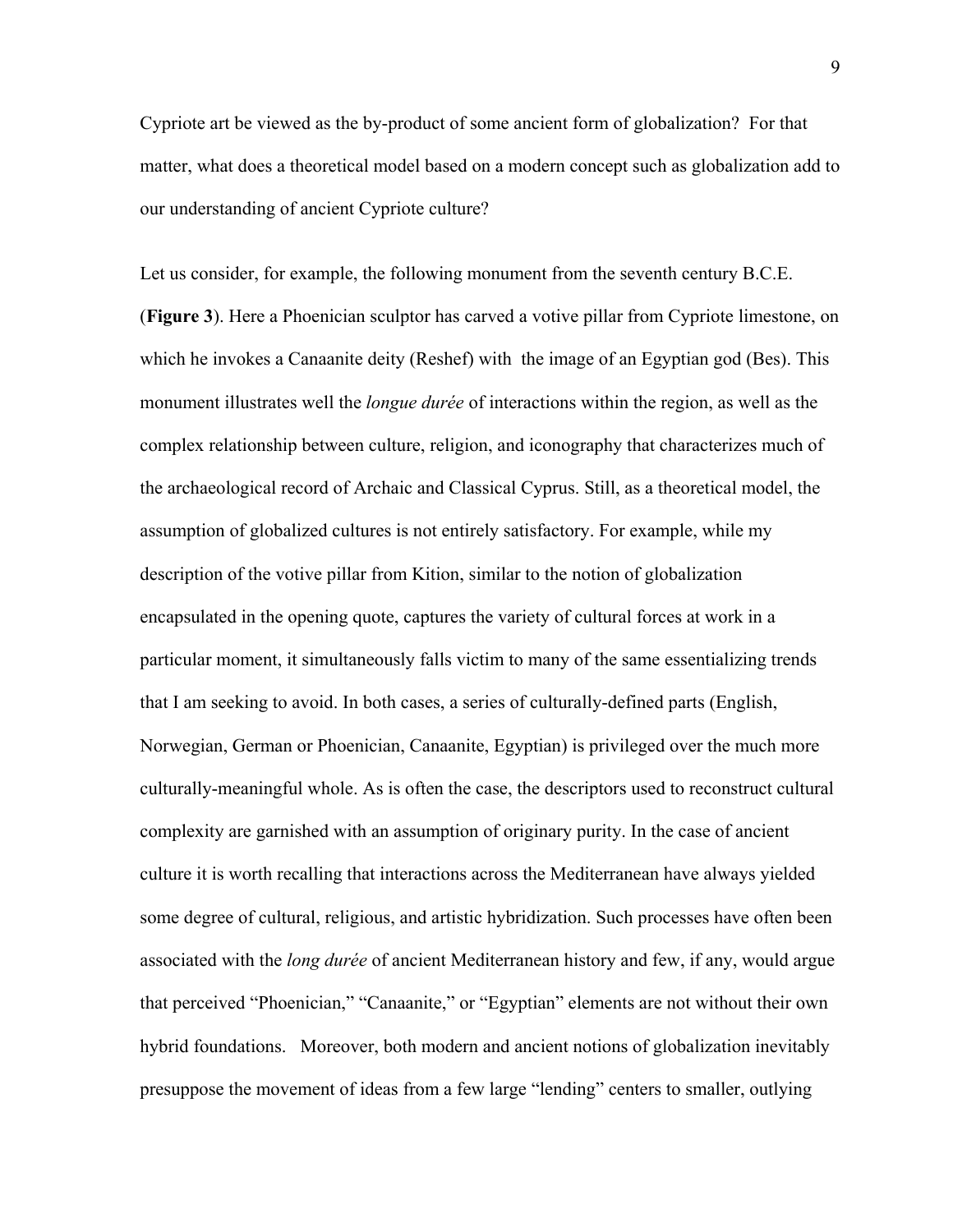Cypriote art be viewed as the by-product of some ancient form of globalization? For that matter, what does a theoretical model based on a modern concept such as globalization add to our understanding of ancient Cypriote culture?

Let us consider, for example, the following monument from the seventh century B.C.E. (**Figure 3**). Here a Phoenician sculptor has carved a votive pillar from Cypriote limestone, on which he invokes a Canaanite deity (Reshef) with the image of an Egyptian god (Bes). This monument illustrates well the *longue durée* of interactions within the region, as well as the complex relationship between culture, religion, and iconography that characterizes much of the archaeological record of Archaic and Classical Cyprus. Still, as a theoretical model, the assumption of globalized cultures is not entirely satisfactory. For example, while my description of the votive pillar from Kition, similar to the notion of globalization encapsulated in the opening quote, captures the variety of cultural forces at work in a particular moment, it simultaneously falls victim to many of the same essentializing trends that I am seeking to avoid. In both cases, a series of culturally-defined parts (English, Norwegian, German or Phoenician, Canaanite, Egyptian) is privileged over the much more culturally-meaningful whole. As is often the case, the descriptors used to reconstruct cultural complexity are garnished with an assumption of originary purity. In the case of ancient culture it is worth recalling that interactions across the Mediterranean have always yielded some degree of cultural, religious, and artistic hybridization. Such processes have often been associated with the *long durée* of ancient Mediterranean history and few, if any, would argue that perceived "Phoenician," "Canaanite," or "Egyptian" elements are not without their own hybrid foundations. Moreover, both modern and ancient notions of globalization inevitably presuppose the movement of ideas from a few large "lending" centers to smaller, outlying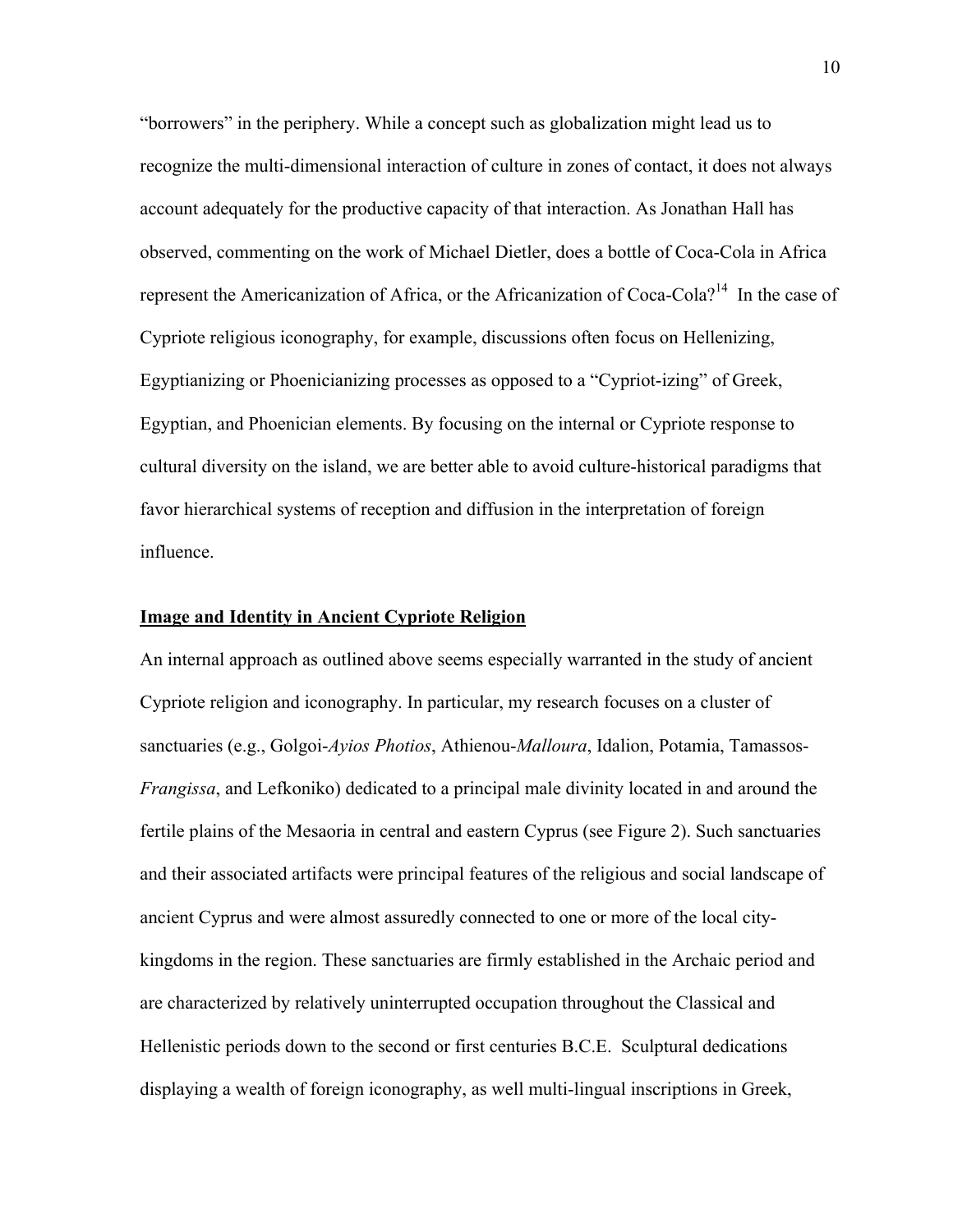"borrowers" in the periphery. While a concept such as globalization might lead us to recognize the multi-dimensional interaction of culture in zones of contact, it does not always account adequately for the productive capacity of that interaction. As Jonathan Hall has observed, commenting on the work of Michael Dietler, does a bottle of Coca-Cola in Africa represent the Americanization of Africa, or the Africanization of Coca-Cola?[14] In the case of Cypriote religious iconography, for example, discussions often focus on Hellenizing, Egyptianizing or Phoenicianizing processes as opposed to a "Cypriot-izing" of Greek, Egyptian, and Phoenician elements. By focusing on the internal or Cypriote response to cultural diversity on the island, we are better able to avoid culture-historical paradigms that favor hierarchical systems of reception and diffusion in the interpretation of foreign influence.

## Image and Identity in Ancient Cypriote Religion

An internal approach as outlined above seems especially warranted in the study of ancient Cypriote religion and iconography. In particular, my research focuses on a cluster of sanctuaries (e.g., Golgoi-*Ayios Photios*, Athienou-*Malloura*, Idalion, Potamia, Tamassos-*Frangissa*, and Lefkoniko) dedicated to a principal male divinity located in and around the fertile plains of the Mesaoria in central and eastern Cyprus (see Figure 2). Such sanctuaries and their associated artifacts were principal features of the religious and social landscape of ancient Cyprus and were almost assuredly connected to one or more of the local city-kingdoms in the region. These sanctuaries are firmly established in the Archaic period and are characterized by relatively uninterrupted occupation throughout the Classical and Hellenistic periods down to the second or first centuries B.C.E. Sculptural dedications displaying a wealth of foreign iconography, as well multi-lingual inscriptions in Greek,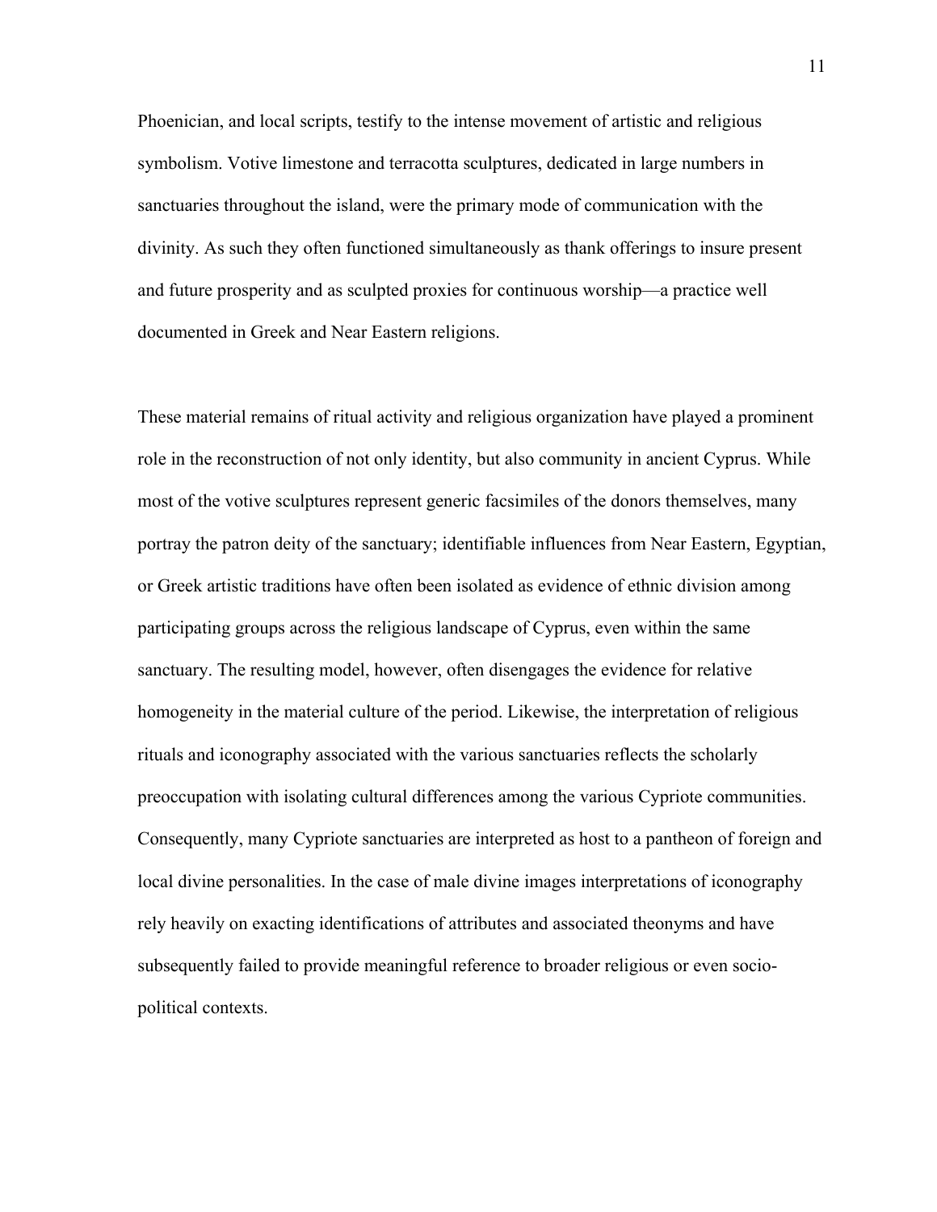Phoenician, and local scripts, testify to the intense movement of artistic and religious symbolism. Votive limestone and terracotta sculptures, dedicated in large numbers in sanctuaries throughout the island, were the primary mode of communication with the divinity. As such they often functioned simultaneously as thank offerings to insure present and future prosperity and as sculpted proxies for continuous worship—a practice well documented in Greek and Near Eastern religions.

These material remains of ritual activity and religious organization have played a prominent role in the reconstruction of not only identity, but also community in ancient Cyprus. While most of the votive sculptures represent generic facsimiles of the donors themselves, many portray the patron deity of the sanctuary; identifiable influences from Near Eastern, Egyptian, or Greek artistic traditions have often been isolated as evidence of ethnic division among participating groups across the religious landscape of Cyprus, even within the same sanctuary. The resulting model, however, often disengages the evidence for relative homogeneity in the material culture of the period. Likewise, the interpretation of religious rituals and iconography associated with the various sanctuaries reflects the scholarly preoccupation with isolating cultural differences among the various Cypriote communities. Consequently, many Cypriote sanctuaries are interpreted as host to a pantheon of foreign and local divine personalities. In the case of male divine images interpretations of iconography rely heavily on exacting identifications of attributes and associated theonyms and have subsequently failed to provide meaningful reference to broader religious or even socio-political contexts.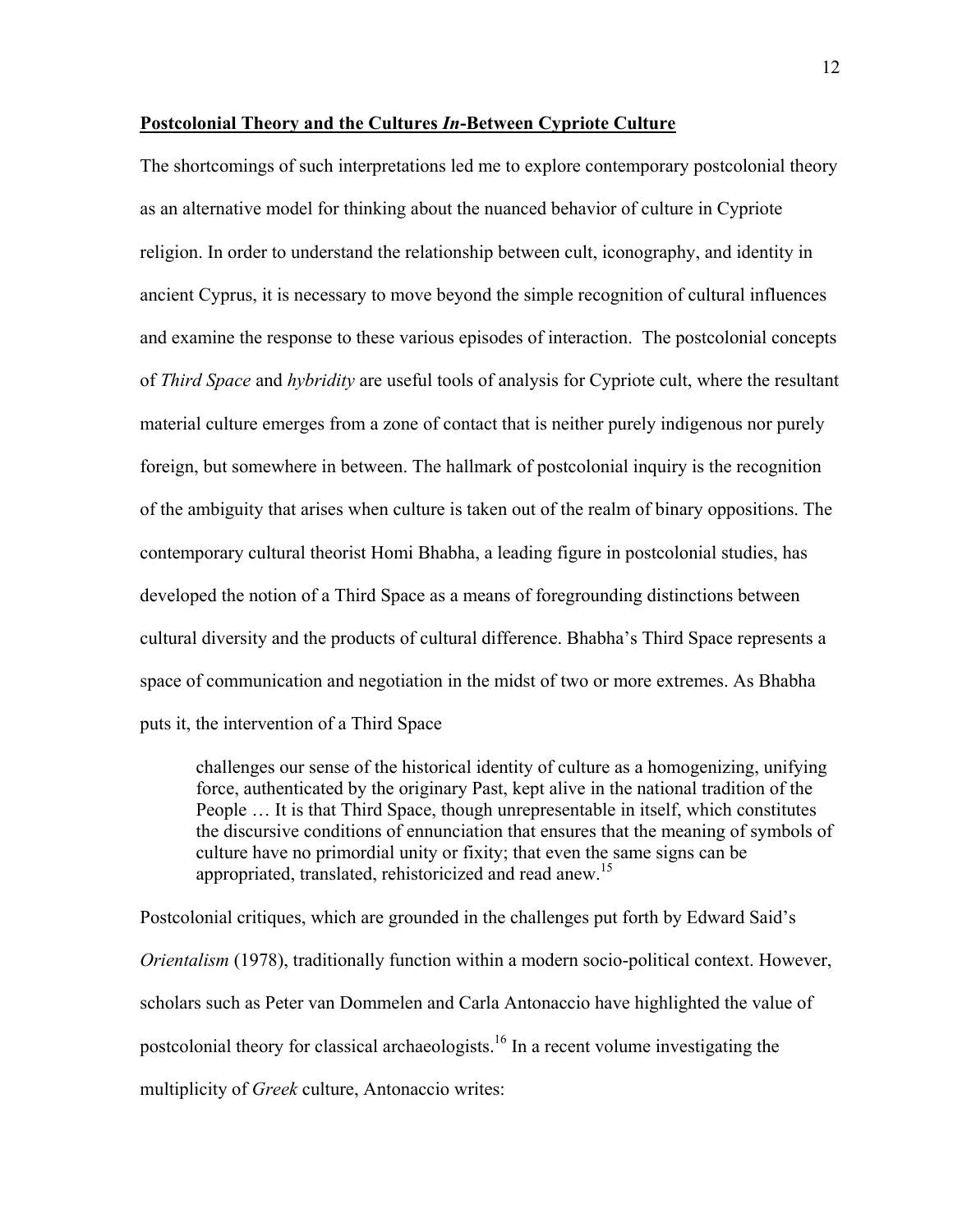**Postcolonial Theory and the Cultures *In*-Between Cypriote Culture**

The shortcomings of such interpretations led me to explore contemporary postcolonial theory as an alternative model for thinking about the nuanced behavior of culture in Cypriote religion. In order to understand the relationship between cult, iconography, and identity in ancient Cyprus, it is necessary to move beyond the simple recognition of cultural influences and examine the response to these various episodes of interaction. The postcolonial concepts of *Third Space* and *hybridity* are useful tools of analysis for Cypriote cult, where the resultant material culture emerges from a zone of contact that is neither purely indigenous nor purely foreign, but somewhere in between. The hallmark of postcolonial inquiry is the recognition of the ambiguity that arises when culture is taken out of the realm of binary oppositions. The contemporary cultural theorist Homi Bhabha, a leading figure in postcolonial studies, has developed the notion of a Third Space as a means of foregrounding distinctions between cultural diversity and the products of cultural difference. Bhabha's Third Space represents a space of communication and negotiation in the midst of two or more extremes. As Bhabha puts it, the intervention of a Third Space

> challenges our sense of the historical identity of culture as a homogenizing, unifying force, authenticated by the originary Past, kept alive in the national tradition of the People … It is that Third Space, though unrepresentable in itself, which constitutes the discursive conditions of ennunciation that ensures that the meaning of symbols of culture have no primordial unity or fixity; that even the same signs can be appropriated, translated, rehistoricized and read anew.[15]

Postcolonial critiques, which are grounded in the challenges put forth by Edward Said's *Orientalism* (1978), traditionally function within a modern socio-political context. However, scholars such as Peter van Dommelen and Carla Antonaccio have highlighted the value of postcolonial theory for classical archaeologists.[16] In a recent volume investigating the multiplicity of *Greek* culture, Antonaccio writes: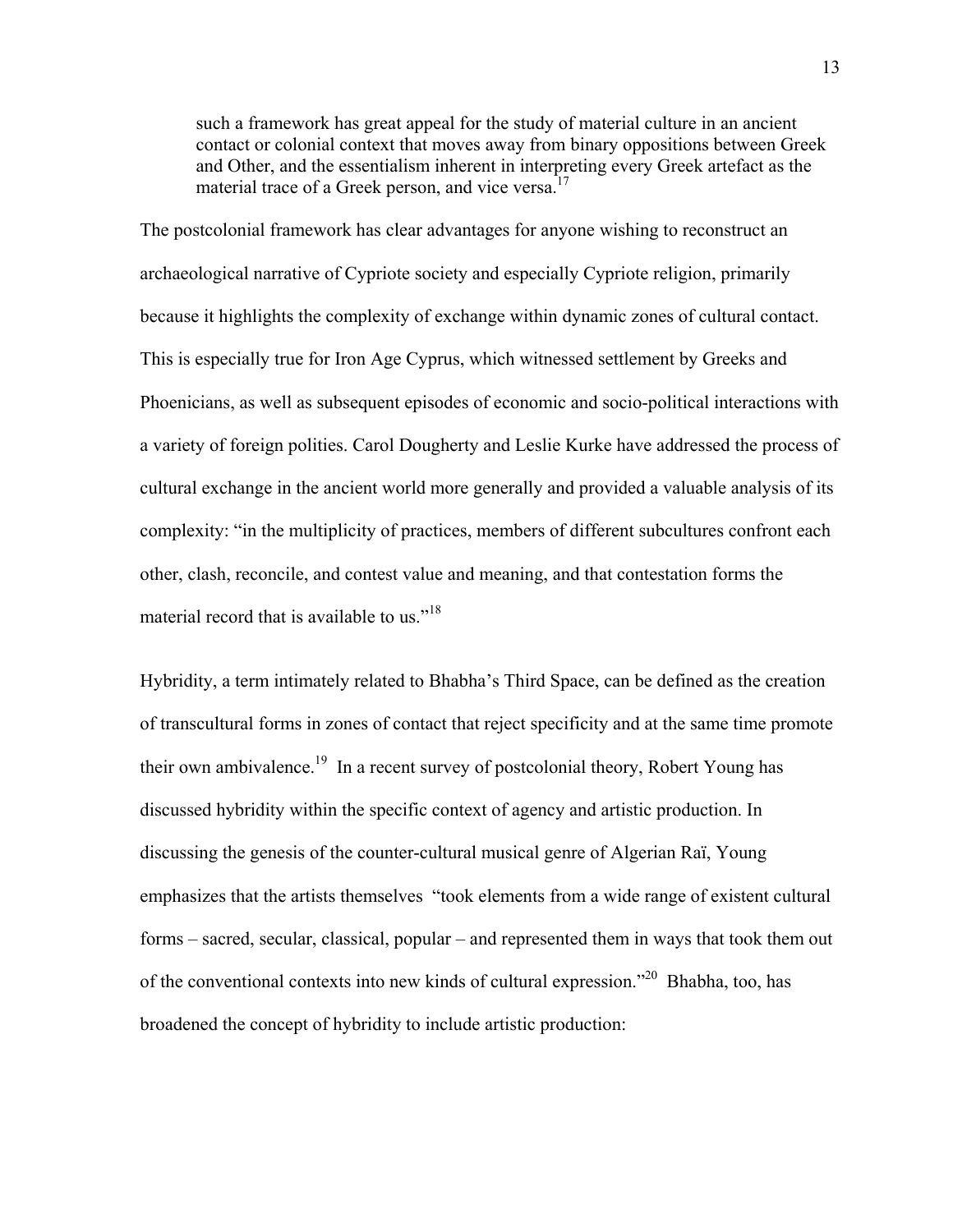> such a framework has great appeal for the study of material culture in an ancient contact or colonial context that moves away from binary oppositions between Greek and Other, and the essentialism inherent in interpreting every Greek artefact as the material trace of a Greek person, and vice versa.[17]

The postcolonial framework has clear advantages for anyone wishing to reconstruct an archaeological narrative of Cypriote society and especially Cypriote religion, primarily because it highlights the complexity of exchange within dynamic zones of cultural contact. This is especially true for Iron Age Cyprus, which witnessed settlement by Greeks and Phoenicians, as well as subsequent episodes of economic and socio-political interactions with a variety of foreign polities. Carol Dougherty and Leslie Kurke have addressed the process of cultural exchange in the ancient world more generally and provided a valuable analysis of its complexity: "in the multiplicity of practices, members of different subcultures confront each other, clash, reconcile, and contest value and meaning, and that contestation forms the material record that is available to us."[18]

Hybridity, a term intimately related to Bhabha's Third Space, can be defined as the creation of transcultural forms in zones of contact that reject specificity and at the same time promote their own ambivalence.[19] In a recent survey of postcolonial theory, Robert Young has discussed hybridity within the specific context of agency and artistic production. In discussing the genesis of the counter-cultural musical genre of Algerian Raï, Young emphasizes that the artists themselves "took elements from a wide range of existent cultural forms – sacred, secular, classical, popular – and represented them in ways that took them out of the conventional contexts into new kinds of cultural expression."[20] Bhabha, too, has broadened the concept of hybridity to include artistic production: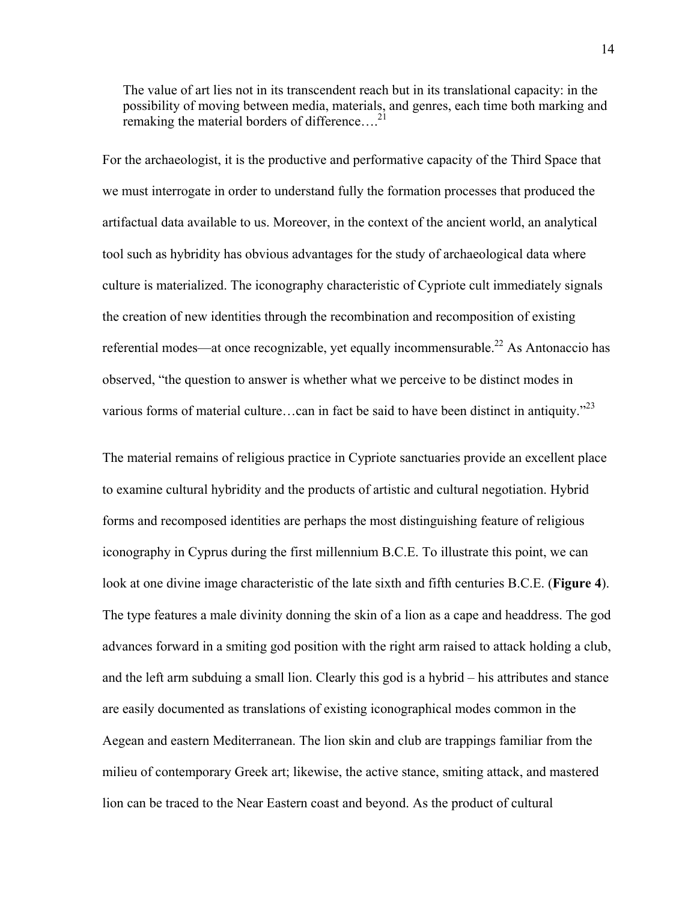> The value of art lies not in its transcendent reach but in its translational capacity: in the possibility of moving between media, materials, and genres, each time both marking and remaking the material borders of difference….[21]

For the archaeologist, it is the productive and performative capacity of the Third Space that we must interrogate in order to understand fully the formation processes that produced the artifactual data available to us. Moreover, in the context of the ancient world, an analytical tool such as hybridity has obvious advantages for the study of archaeological data where culture is materialized. The iconography characteristic of Cypriote cult immediately signals the creation of new identities through the recombination and recomposition of existing referential modes—at once recognizable, yet equally incommensurable.[22] As Antonaccio has observed, "the question to answer is whether what we perceive to be distinct modes in various forms of material culture…can in fact be said to have been distinct in antiquity."[23]

The material remains of religious practice in Cypriote sanctuaries provide an excellent place to examine cultural hybridity and the products of artistic and cultural negotiation. Hybrid forms and recomposed identities are perhaps the most distinguishing feature of religious iconography in Cyprus during the first millennium B.C.E. To illustrate this point, we can look at one divine image characteristic of the late sixth and fifth centuries B.C.E. (**Figure 4**). The type features a male divinity donning the skin of a lion as a cape and headdress. The god advances forward in a smiting god position with the right arm raised to attack holding a club, and the left arm subduing a small lion. Clearly this god is a hybrid – his attributes and stance are easily documented as translations of existing iconographical modes common in the Aegean and eastern Mediterranean. The lion skin and club are trappings familiar from the milieu of contemporary Greek art; likewise, the active stance, smiting attack, and mastered lion can be traced to the Near Eastern coast and beyond. As the product of cultural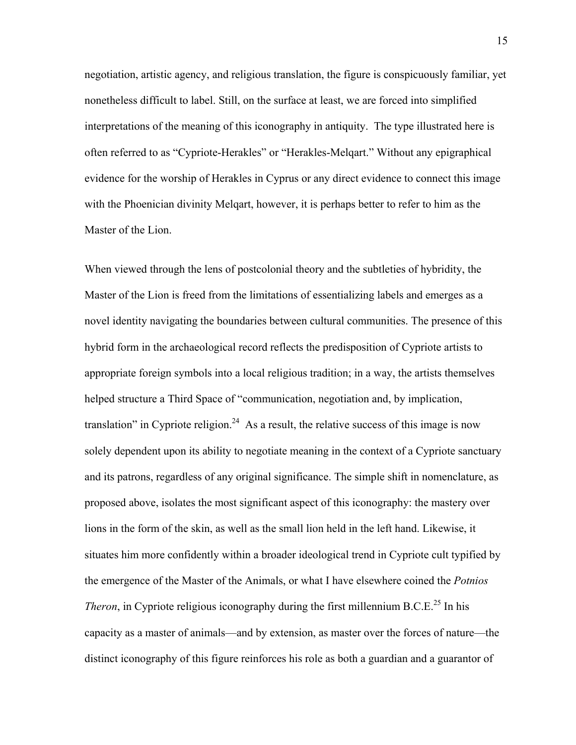negotiation, artistic agency, and religious translation, the figure is conspicuously familiar, yet nonetheless difficult to label. Still, on the surface at least, we are forced into simplified interpretations of the meaning of this iconography in antiquity. The type illustrated here is often referred to as "Cypriote-Herakles" or "Herakles-Melqart." Without any epigraphical evidence for the worship of Herakles in Cyprus or any direct evidence to connect this image with the Phoenician divinity Melqart, however, it is perhaps better to refer to him as the Master of the Lion.

When viewed through the lens of postcolonial theory and the subtleties of hybridity, the Master of the Lion is freed from the limitations of essentializing labels and emerges as a novel identity navigating the boundaries between cultural communities. The presence of this hybrid form in the archaeological record reflects the predisposition of Cypriote artists to appropriate foreign symbols into a local religious tradition; in a way, the artists themselves helped structure a Third Space of "communication, negotiation and, by implication, translation" in Cypriote religion.[24] As a result, the relative success of this image is now solely dependent upon its ability to negotiate meaning in the context of a Cypriote sanctuary and its patrons, regardless of any original significance. The simple shift in nomenclature, as proposed above, isolates the most significant aspect of this iconography: the mastery over lions in the form of the skin, as well as the small lion held in the left hand. Likewise, it situates him more confidently within a broader ideological trend in Cypriote cult typified by the emergence of the Master of the Animals, or what I have elsewhere coined the *Potnios Theron*, in Cypriote religious iconography during the first millennium B.C.E.[25] In his capacity as a master of animals—and by extension, as master over the forces of nature—the distinct iconography of this figure reinforces his role as both a guardian and a guarantor of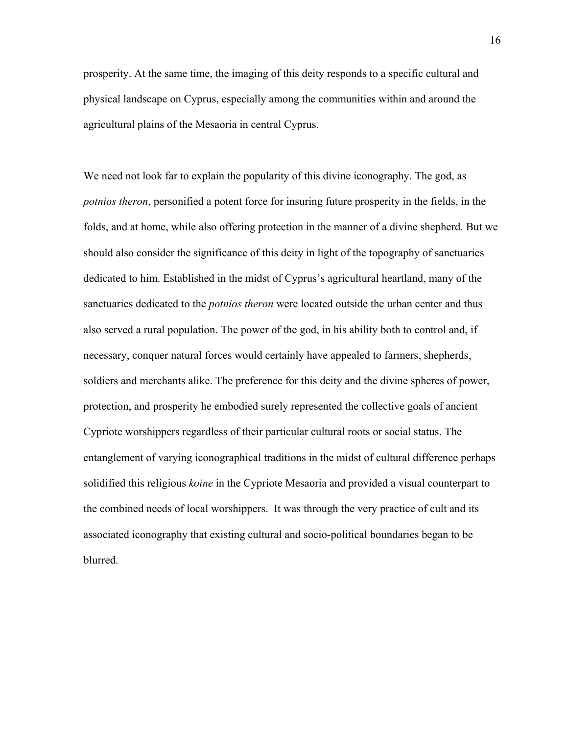prosperity. At the same time, the imaging of this deity responds to a specific cultural and physical landscape on Cyprus, especially among the communities within and around the agricultural plains of the Mesaoria in central Cyprus.

We need not look far to explain the popularity of this divine iconography. The god, as *potnios theron*, personified a potent force for insuring future prosperity in the fields, in the folds, and at home, while also offering protection in the manner of a divine shepherd. But we should also consider the significance of this deity in light of the topography of sanctuaries dedicated to him. Established in the midst of Cyprus's agricultural heartland, many of the sanctuaries dedicated to the *potnios theron* were located outside the urban center and thus also served a rural population. The power of the god, in his ability both to control and, if necessary, conquer natural forces would certainly have appealed to farmers, shepherds, soldiers and merchants alike. The preference for this deity and the divine spheres of power, protection, and prosperity he embodied surely represented the collective goals of ancient Cypriote worshippers regardless of their particular cultural roots or social status. The entanglement of varying iconographical traditions in the midst of cultural difference perhaps solidified this religious *koine* in the Cypriote Mesaoria and provided a visual counterpart to the combined needs of local worshippers. It was through the very practice of cult and its associated iconography that existing cultural and socio-political boundaries began to be blurred.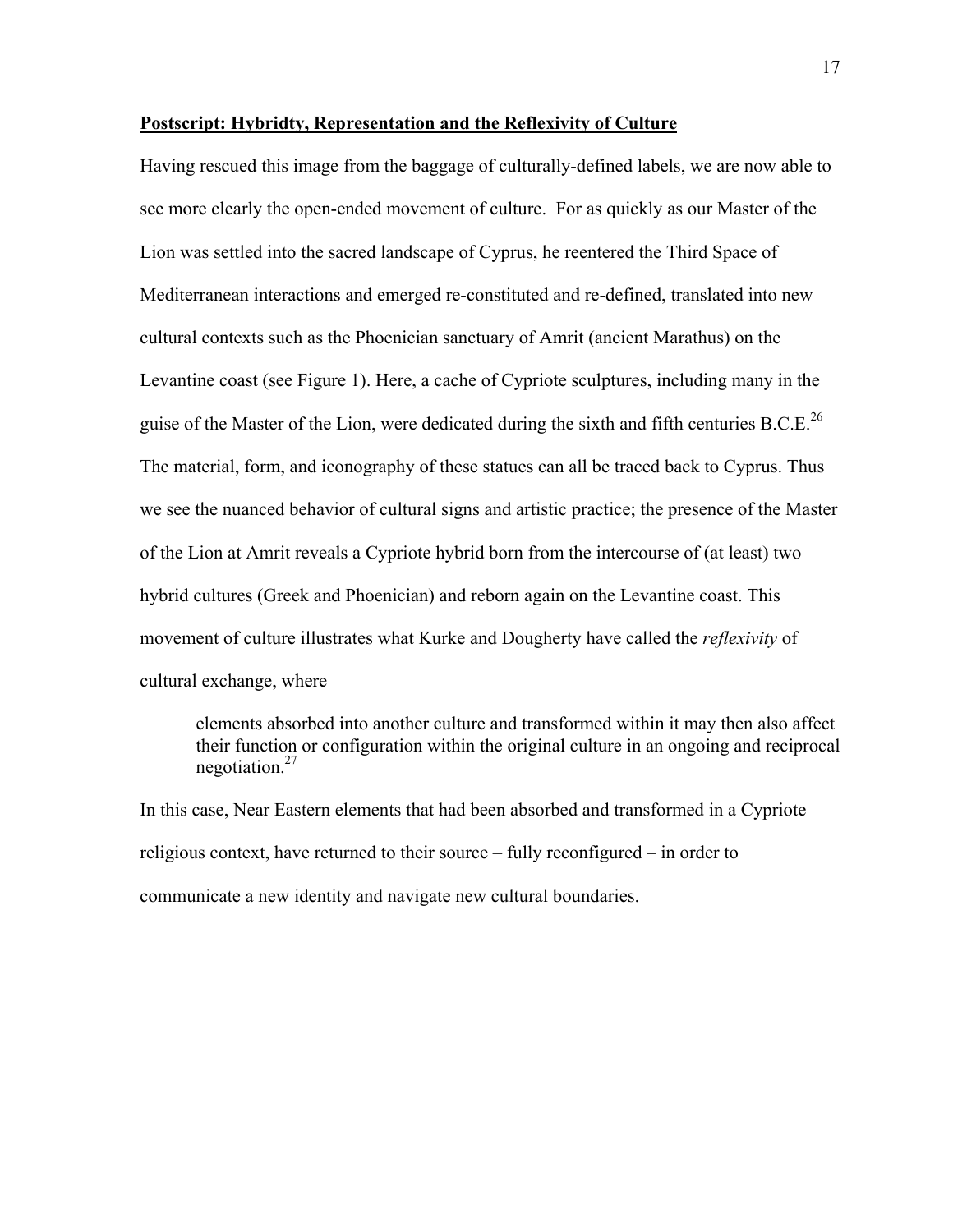## Postscript: Hybridty, Representation and the Reflexivity of Culture

Having rescued this image from the baggage of culturally-defined labels, we are now able to see more clearly the open-ended movement of culture. For as quickly as our Master of the Lion was settled into the sacred landscape of Cyprus, he reentered the Third Space of Mediterranean interactions and emerged re-constituted and re-defined, translated into new cultural contexts such as the Phoenician sanctuary of Amrit (ancient Marathus) on the Levantine coast (see Figure 1). Here, a cache of Cypriote sculptures, including many in the guise of the Master of the Lion, were dedicated during the sixth and fifth centuries B.C.E.[26] The material, form, and iconography of these statues can all be traced back to Cyprus. Thus we see the nuanced behavior of cultural signs and artistic practice; the presence of the Master of the Lion at Amrit reveals a Cypriote hybrid born from the intercourse of (at least) two hybrid cultures (Greek and Phoenician) and reborn again on the Levantine coast. This movement of culture illustrates what Kurke and Dougherty have called the *reflexivity* of cultural exchange, where

> elements absorbed into another culture and transformed within it may then also affect their function or configuration within the original culture in an ongoing and reciprocal negotiation.[27]

In this case, Near Eastern elements that had been absorbed and transformed in a Cypriote religious context, have returned to their source – fully reconfigured – in order to communicate a new identity and navigate new cultural boundaries.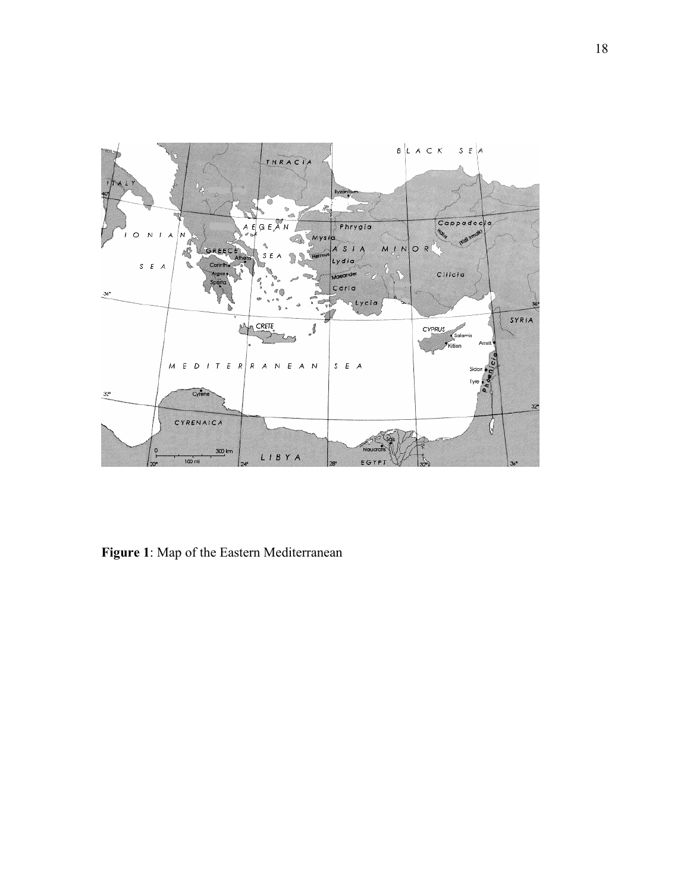**Figure 1**: Map of the Eastern Mediterranean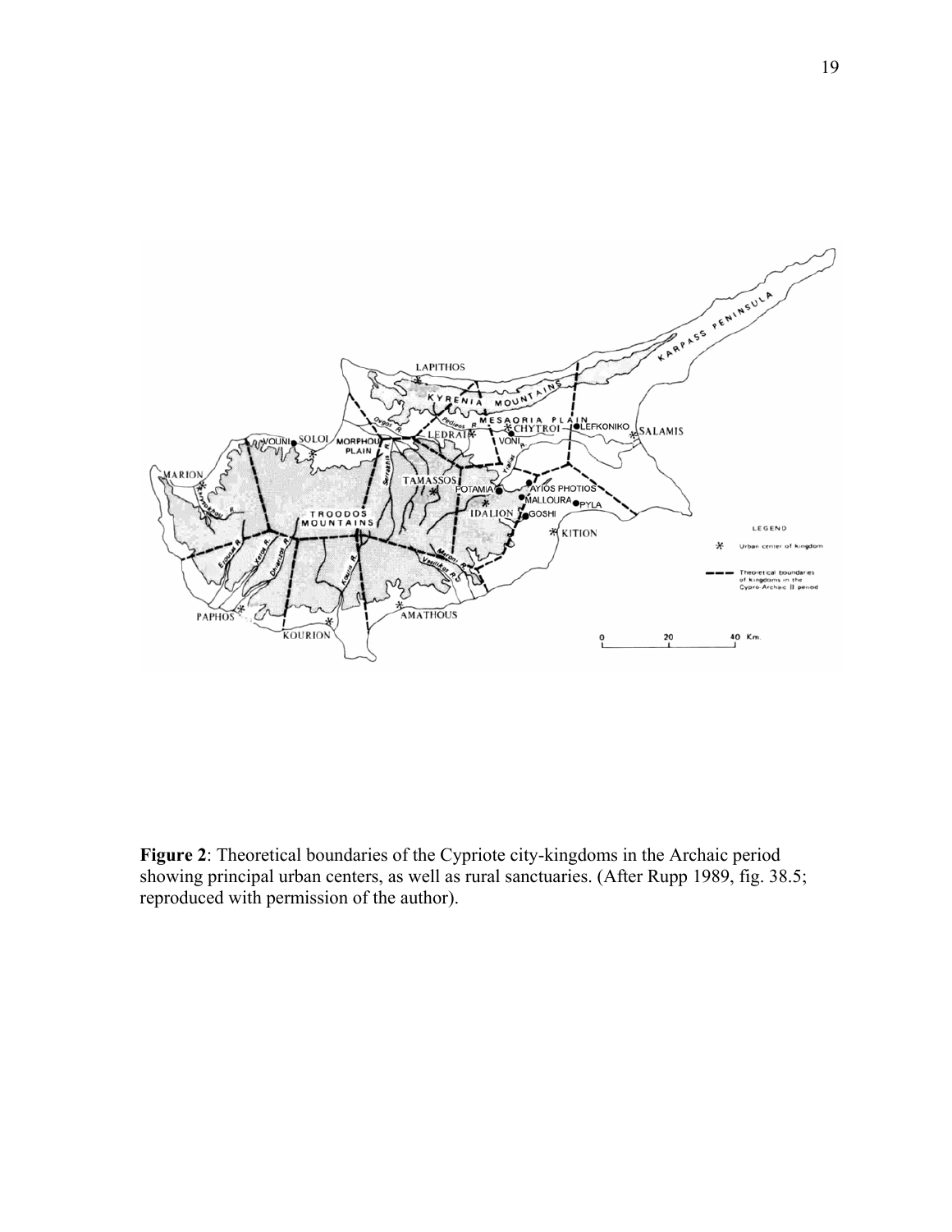**Figure 2**: Theoretical boundaries of the Cypriote city-kingdoms in the Archaic period showing principal urban centers, as well as rural sanctuaries. (After Rupp 1989, fig. 38.5; reproduced with permission of the author).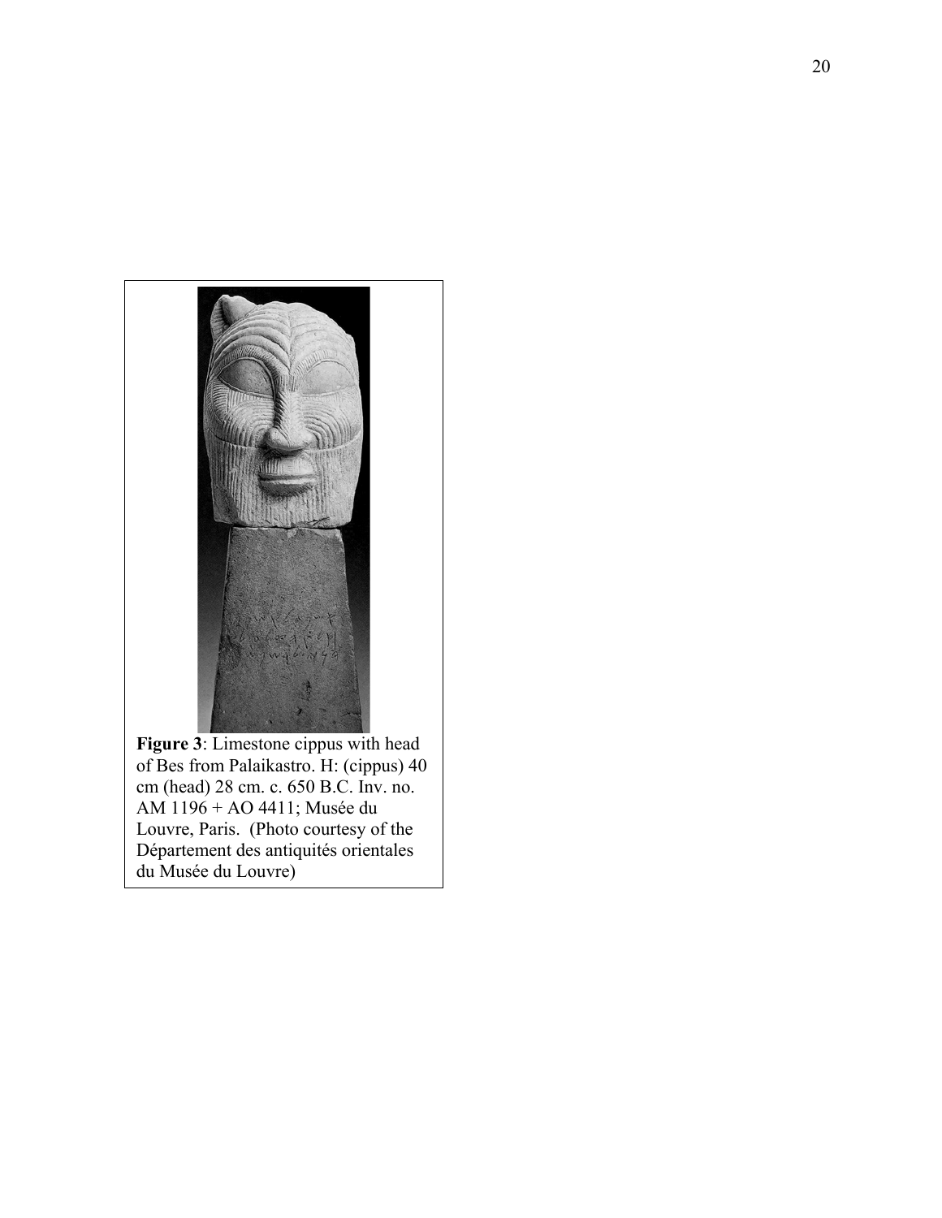**Figure 3**: Limestone cippus with head of Bes from Palaikastro. H: (cippus) 40 cm (head) 28 cm. c. 650 B.C. Inv. no. AM 1196 + AO 4411; Musée du Louvre, Paris. (Photo courtesy of the Département des antiquités orientales du Musée du Louvre)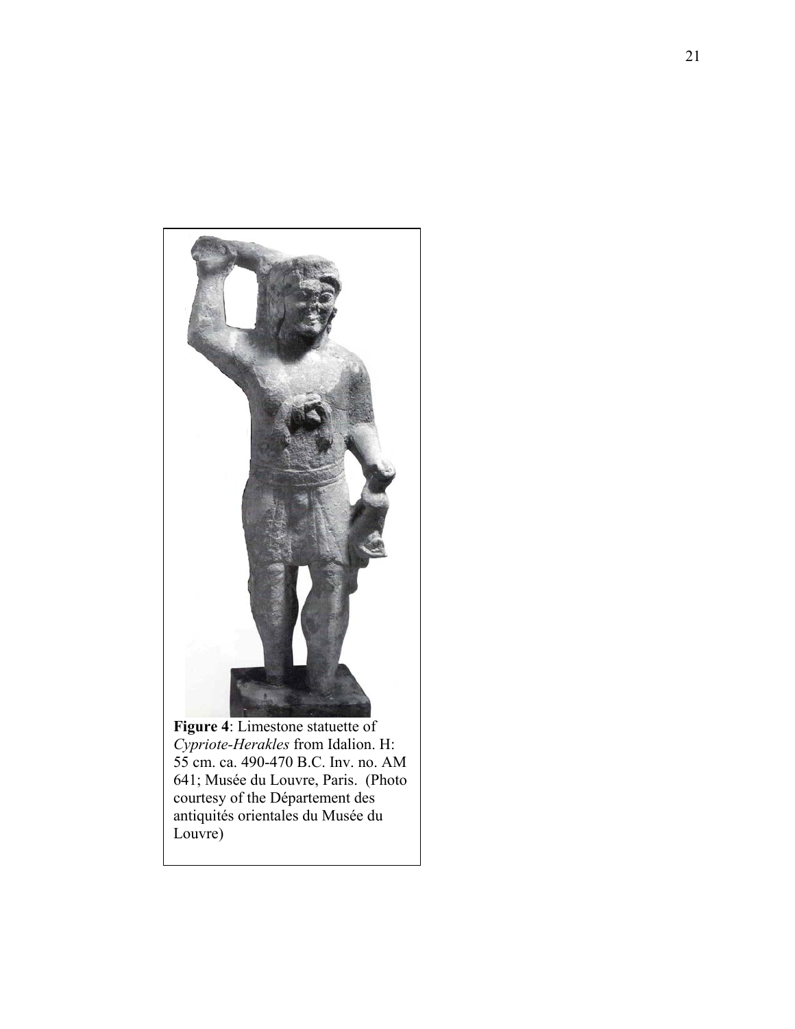**Figure 4**: Limestone statuette of *Cypriote-Herakles* from Idalion. H: 55 cm. ca. 490-470 B.C. Inv. no. AM 641; Musée du Louvre, Paris. (Photo courtesy of the Département des antiquités orientales du Musée du Louvre)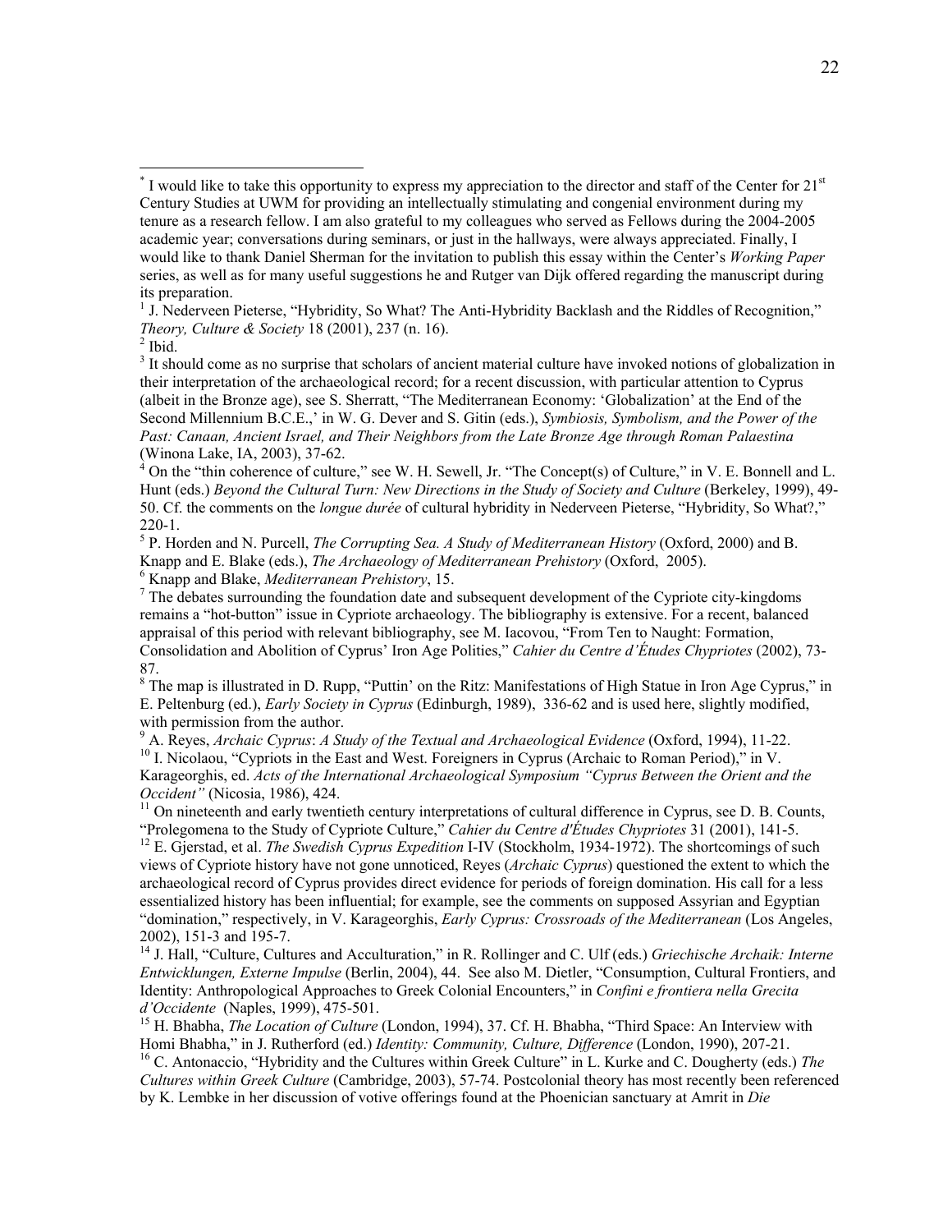[*] I would like to take this opportunity to express my appreciation to the director and staff of the Center for 21st Century Studies at UWM for providing an intellectually stimulating and congenial environment during my tenure as a research fellow. I am also grateful to my colleagues who served as Fellows during the 2004-2005 academic year; conversations during seminars, or just in the hallways, were always appreciated. Finally, I would like to thank Daniel Sherman for the invitation to publish this essay within the Center's *Working Paper* series, as well as for many useful suggestions he and Rutger van Dijk offered regarding the manuscript during its preparation.

[1] J. Nederveen Pieterse, "Hybridity, So What? The Anti-Hybridity Backlash and the Riddles of Recognition," *Theory, Culture & Society* 18 (2001), 237 (n. 16).

[2] Ibid.

[3] It should come as no surprise that scholars of ancient material culture have invoked notions of globalization in their interpretation of the archaeological record; for a recent discussion, with particular attention to Cyprus (albeit in the Bronze age), see S. Sherratt, "The Mediterranean Economy: 'Globalization' at the End of the Second Millennium B.C.E.,' in W. G. Dever and S. Gitin (eds.), *Symbiosis, Symbolism, and the Power of the Past: Canaan, Ancient Israel, and Their Neighbors from the Late Bronze Age through Roman Palaestina* (Winona Lake, IA, 2003), 37-62.

[4] On the "thin coherence of culture," see W. H. Sewell, Jr. "The Concept(s) of Culture," in V. E. Bonnell and L. Hunt (eds.) *Beyond the Cultural Turn: New Directions in the Study of Society and Culture* (Berkeley, 1999), 49-50. Cf. the comments on the *longue durée* of cultural hybridity in Nederveen Pieterse, "Hybridity, So What?," 220-1.

[5] P. Horden and N. Purcell, *The Corrupting Sea. A Study of Mediterranean History* (Oxford, 2000) and B. Knapp and E. Blake (eds.), *The Archaeology of Mediterranean Prehistory* (Oxford, 2005).

[6] Knapp and Blake, *Mediterranean Prehistory*, 15.

[7] The debates surrounding the foundation date and subsequent development of the Cypriote city-kingdoms remains a "hot-button" issue in Cypriote archaeology. The bibliography is extensive. For a recent, balanced appraisal of this period with relevant bibliography, see M. Iacovou, "From Ten to Naught: Formation, Consolidation and Abolition of Cyprus' Iron Age Polities," *Cahier du Centre d'Études Chypriotes* (2002), 73-87.

[8] The map is illustrated in D. Rupp, "Puttin' on the Ritz: Manifestations of High Statue in Iron Age Cyprus," in E. Peltenburg (ed.), *Early Society in Cyprus* (Edinburgh, 1989), 336-62 and is used here, slightly modified, with permission from the author.

[9] A. Reyes, *Archaic Cyprus*: *A Study of the Textual and Archaeological Evidence* (Oxford, 1994), 11-22.

[10] I. Nicolaou, "Cypriots in the East and West. Foreigners in Cyprus (Archaic to Roman Period)," in V. Karageorghis, ed. *Acts of the International Archaeological Symposium "Cyprus Between the Orient and the Occident"* (Nicosia, 1986), 424.

[11] On nineteenth and early twentieth century interpretations of cultural difference in Cyprus, see D. B. Counts, "Prolegomena to the Study of Cypriote Culture," *Cahier du Centre d'Études Chypriotes* 31 (2001), 141-5.

[12] E. Gjerstad, et al. *The Swedish Cyprus Expedition* I-IV (Stockholm, 1934-1972). The shortcomings of such views of Cypriote history have not gone unnoticed, Reyes (*Archaic Cyprus*) questioned the extent to which the archaeological record of Cyprus provides direct evidence for periods of foreign domination. His call for a less essentialized history has been influential; for example, see the comments on supposed Assyrian and Egyptian "domination," respectively, in V. Karageorghis, *Early Cyprus: Crossroads of the Mediterranean* (Los Angeles, 2002), 151-3 and 195-7.

[14] J. Hall, "Culture, Cultures and Acculturation," in R. Rollinger and C. Ulf (eds.) *Griechische Archaik: Interne Entwicklungen, Externe Impulse* (Berlin, 2004), 44. See also M. Dietler, "Consumption, Cultural Frontiers, and Identity: Anthropological Approaches to Greek Colonial Encounters," in *Confini e frontiera nella Grecita d'Occidente* (Naples, 1999), 475-501.

[15] H. Bhabha, *The Location of Culture* (London, 1994), 37. Cf. H. Bhabha, "Third Space: An Interview with Homi Bhabha," in J. Rutherford (ed.) *Identity: Community, Culture, Difference* (London, 1990), 207-21.

[16] C. Antonaccio, "Hybridity and the Cultures within Greek Culture" in L. Kurke and C. Dougherty (eds.) *The Cultures within Greek Culture* (Cambridge, 2003), 57-74. Postcolonial theory has most recently been referenced by K. Lembke in her discussion of votive offerings found at the Phoenician sanctuary at Amrit in *Die*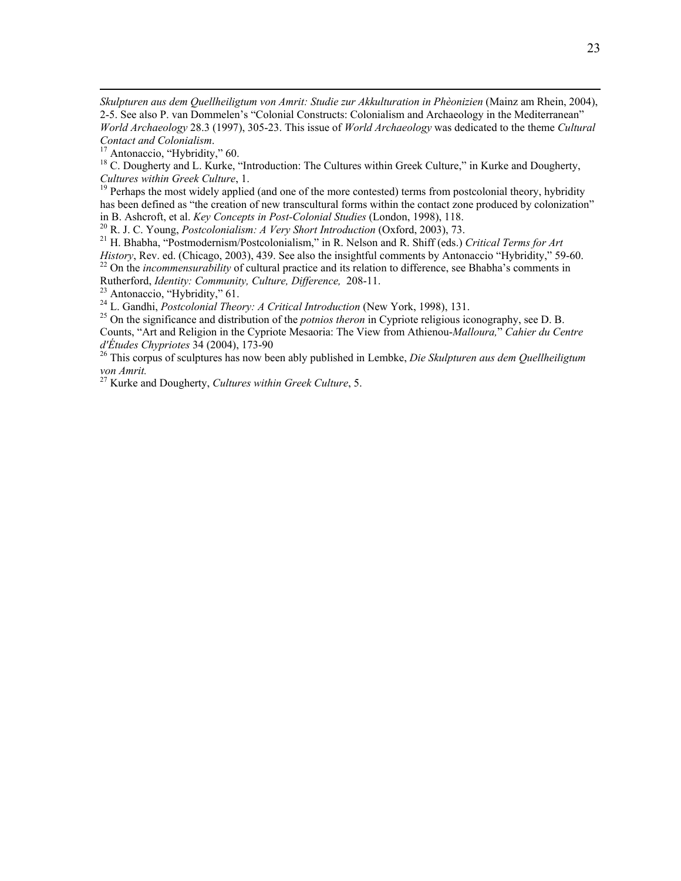*Skulpturen aus dem Quellheiligtum von Amrit: Studie zur Akkulturation in Phèonizien* (Mainz am Rhein, 2004), 2-5. See also P. van Dommelen's "Colonial Constructs: Colonialism and Archaeology in the Mediterranean" *World Archaeology* 28.3 (1997), 305-23. This issue of *World Archaeology* was dedicated to the theme *Cultural Contact and Colonialism*.

[17] Antonaccio, "Hybridity," 60.

[18] C. Dougherty and L. Kurke, "Introduction: The Cultures within Greek Culture," in Kurke and Dougherty, *Cultures within Greek Culture*, 1.

[19] Perhaps the most widely applied (and one of the more contested) terms from postcolonial theory, hybridity has been defined as "the creation of new transcultural forms within the contact zone produced by colonization" in B. Ashcroft, et al. *Key Concepts in Post-Colonial Studies* (London, 1998), 118.

[20] R. J. C. Young, *Postcolonialism: A Very Short Introduction* (Oxford, 2003), 73.

[21] H. Bhabha, "Postmodernism/Postcolonialism," in R. Nelson and R. Shiff (eds.) *Critical Terms for Art History*, Rev. ed. (Chicago, 2003), 439. See also the insightful comments by Antonaccio "Hybridity," 59-60.

[22] On the *incommensurability* of cultural practice and its relation to difference, see Bhabha's comments in Rutherford, *Identity: Community, Culture, Difference,* 208-11.

[23] Antonaccio, "Hybridity," 61.

[24] L. Gandhi, *Postcolonial Theory: A Critical Introduction* (New York, 1998), 131.

[25] On the significance and distribution of the *potnios theron* in Cypriote religious iconography, see D. B. Counts, "Art and Religion in the Cypriote Mesaoria: The View from Athienou-*Malloura,*" *Cahier du Centre d'Études Chypriotes* 34 (2004), 173-90

[26] This corpus of sculptures has now been ably published in Lembke, *Die Skulpturen aus dem Quellheiligtum von Amrit.*

[27] Kurke and Dougherty, *Cultures within Greek Culture*, 5.